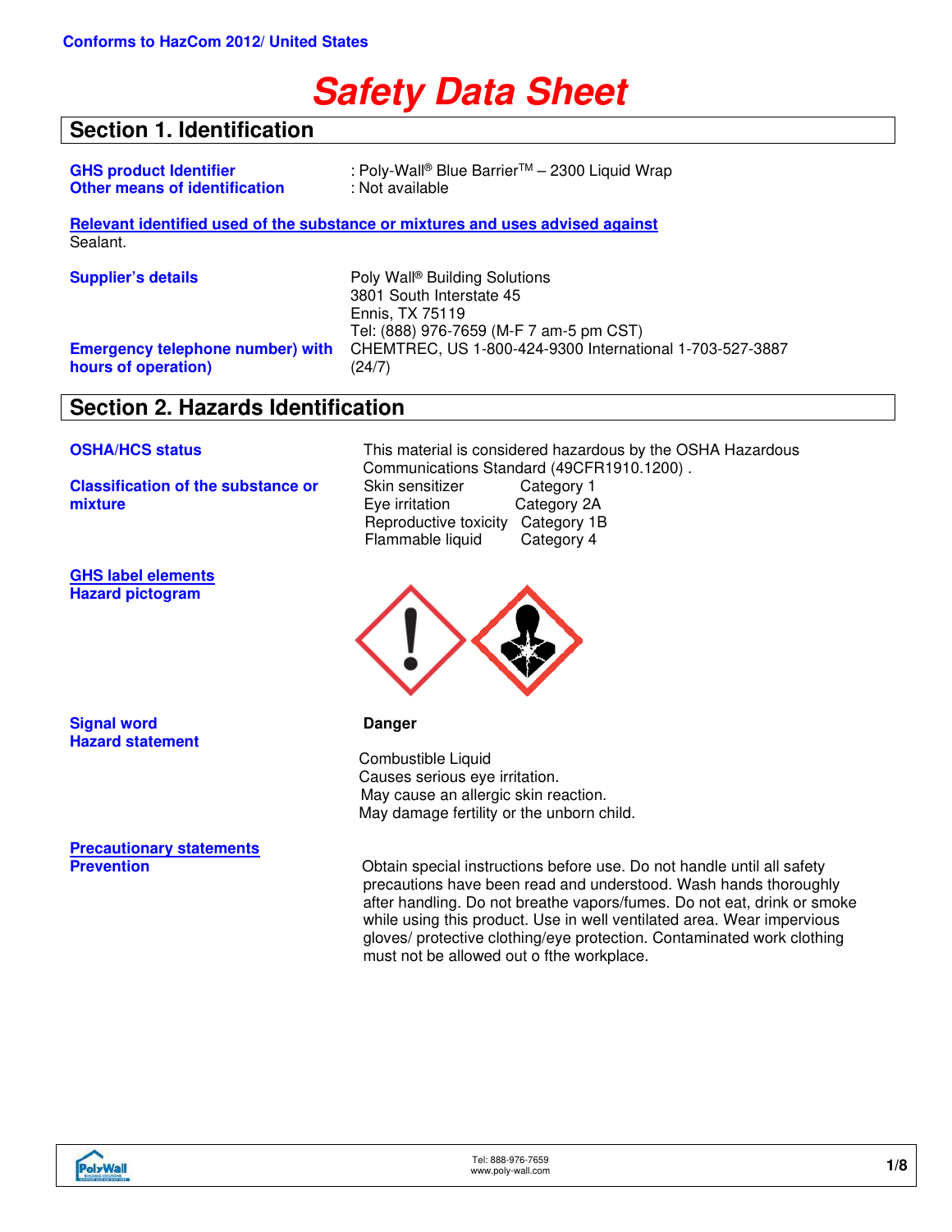**Conforms to HazCom 2012/ United States**

# *Safety Data Sheet*

## Section 1. Identification

**GHS product Identifier** : Poly-Wall® Blue Barrier™ – 2300 Liquid Wrap
**Other means of identification** : Not available

**Relevant identified used of the substance or mixtures and uses advised against**
Sealant.

**Supplier's details**
Poly Wall® Building Solutions
3801 South Interstate 45
Ennis, TX 75119
Tel: (888) 976-7659 (M-F 7 am-5 pm CST)

**Emergency telephone number) with hours of operation)**
CHEMTREC, US 1-800-424-9300 International 1-703-527-3887 (24/7)

## Section 2. Hazards Identification

**OSHA/HCS status**
This material is considered hazardous by the OSHA Hazardous Communications Standard (49CFR1910.1200) .

**Classification of the substance or mixture**

| | |
|---|---|
| Skin sensitizer | Category 1 |
| Eye irritation | Category 2A |
| Reproductive toxicity | Category 1B |
| Flammable liquid | Category 4 |

**GHS label elements**
**Hazard pictogram**

**Signal word** **Danger**

**Hazard statement**

Combustible Liquid
Causes serious eye irritation.
May cause an allergic skin reaction.
May damage fertility or the unborn child.

**Precautionary statements**
**Prevention**

Obtain special instructions before use. Do not handle until all safety precautions have been read and understood. Wash hands thoroughly after handling. Do not breathe vapors/fumes. Do not eat, drink or smoke while using this product. Use in well ventilated area. Wear impervious gloves/ protective clothing/eye protection. Contaminated work clothing must not be allowed out o fthe workplace.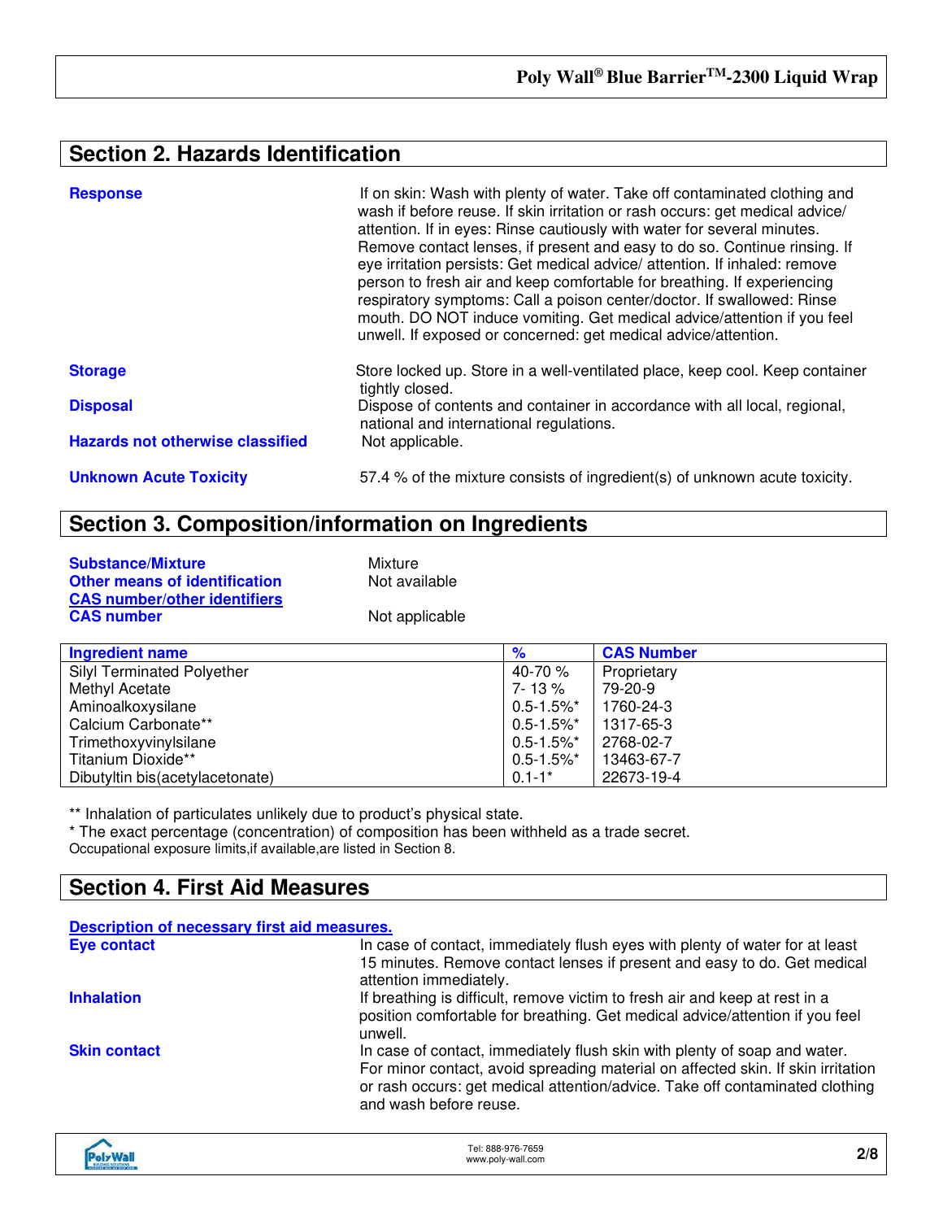## Section 2. Hazards Identification

**Response**

If on skin: Wash with plenty of water. Take off contaminated clothing and wash if before reuse. If skin irritation or rash occurs: get medical advice/ attention. If in eyes: Rinse cautiously with water for several minutes. Remove contact lenses, if present and easy to do so. Continue rinsing. If eye irritation persists: Get medical advice/ attention. If inhaled: remove person to fresh air and keep comfortable for breathing. If experiencing respiratory symptoms: Call a poison center/doctor. If swallowed: Rinse mouth. DO NOT induce vomiting. Get medical advice/attention if you feel unwell. If exposed or concerned: get medical advice/attention.

**Storage**

Store locked up. Store in a well-ventilated place, keep cool. Keep container tightly closed.

**Disposal**

Dispose of contents and container in accordance with all local, regional, national and international regulations.

**Hazards not otherwise classified**

Not applicable.

**Unknown Acute Toxicity**

57.4 % of the mixture consists of ingredient(s) of unknown acute toxicity.

## Section 3. Composition/information on Ingredients

**Substance/Mixture** Mixture

**Other means of identification** Not available

**CAS number/other identifiers**

**CAS number** Not applicable

| Ingredient name | % | CAS Number |
|---|---|---|
| Silyl Terminated Polyether | 40-70 % | Proprietary |
| Methyl Acetate | 7- 13 % | 79-20-9 |
| Aminoalkoxysilane | 0.5-1.5%* | 1760-24-3 |
| Calcium Carbonate** | 0.5-1.5%* | 1317-65-3 |
| Trimethoxyvinylsilane | 0.5-1.5%* | 2768-02-7 |
| Titanium Dioxide** | 0.5-1.5%* | 13463-67-7 |
| Dibutyltin bis(acetylacetonate) | 0.1-1* | 22673-19-4 |

** Inhalation of particulates unlikely due to product's physical state.

* The exact percentage (concentration) of composition has been withheld as a trade secret.

Occupational exposure limits,if available,are listed in Section 8.

## Section 4. First Aid Measures

**Description of necessary first aid measures.**

**Eye contact**

In case of contact, immediately flush eyes with plenty of water for at least 15 minutes. Remove contact lenses if present and easy to do. Get medical attention immediately.

**Inhalation**

If breathing is difficult, remove victim to fresh air and keep at rest in a position comfortable for breathing. Get medical advice/attention if you feel unwell.

**Skin contact**

In case of contact, immediately flush skin with plenty of soap and water. For minor contact, avoid spreading material on affected skin. If skin irritation or rash occurs: get medical attention/advice. Take off contaminated clothing and wash before reuse.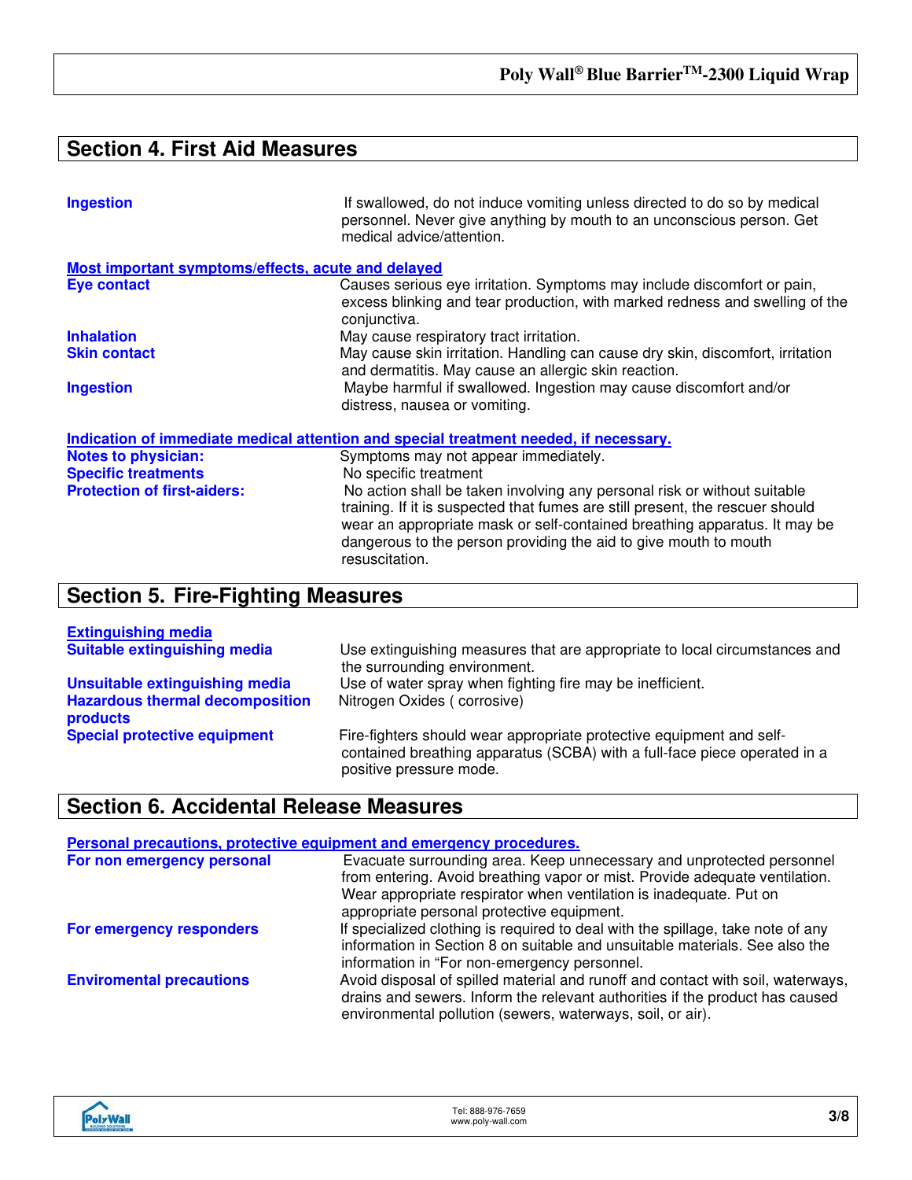## Section 4. First Aid Measures

**Ingestion** If swallowed, do not induce vomiting unless directed to do so by medical personnel. Never give anything by mouth to an unconscious person. Get medical advice/attention.

**Most important symptoms/effects, acute and delayed**

**Eye contact** Causes serious eye irritation. Symptoms may include discomfort or pain, excess blinking and tear production, with marked redness and swelling of the conjunctiva.

**Inhalation** May cause respiratory tract irritation.

**Skin contact** May cause skin irritation. Handling can cause dry skin, discomfort, irritation and dermatitis. May cause an allergic skin reaction.

**Ingestion** Maybe harmful if swallowed. Ingestion may cause discomfort and/or distress, nausea or vomiting.

**Indication of immediate medical attention and special treatment needed, if necessary.**

**Notes to physician:** Symptoms may not appear immediately.

**Specific treatments** No specific treatment

**Protection of first-aiders:** No action shall be taken involving any personal risk or without suitable training. If it is suspected that fumes are still present, the rescuer should wear an appropriate mask or self-contained breathing apparatus. It may be dangerous to the person providing the aid to give mouth to mouth resuscitation.

## Section 5. Fire-Fighting Measures

**Extinguishing media**

**Suitable extinguishing media** Use extinguishing measures that are appropriate to local circumstances and the surrounding environment.

**Unsuitable extinguishing media** Use of water spray when fighting fire may be inefficient.

**Hazardous thermal decomposition products** Nitrogen Oxides ( corrosive)

**Special protective equipment** Fire-fighters should wear appropriate protective equipment and self-contained breathing apparatus (SCBA) with a full-face piece operated in a positive pressure mode.

## Section 6. Accidental Release Measures

**Personal precautions, protective equipment and emergency procedures.**

**For non emergency personal** Evacuate surrounding area. Keep unnecessary and unprotected personnel from entering. Avoid breathing vapor or mist. Provide adequate ventilation. Wear appropriate respirator when ventilation is inadequate. Put on appropriate personal protective equipment.

**For emergency responders** If specialized clothing is required to deal with the spillage, take note of any information in Section 8 on suitable and unsuitable materials. See also the information in "For non-emergency personnel.

**Enviromental precautions** Avoid disposal of spilled material and runoff and contact with soil, waterways, drains and sewers. Inform the relevant authorities if the product has caused environmental pollution (sewers, waterways, soil, or air).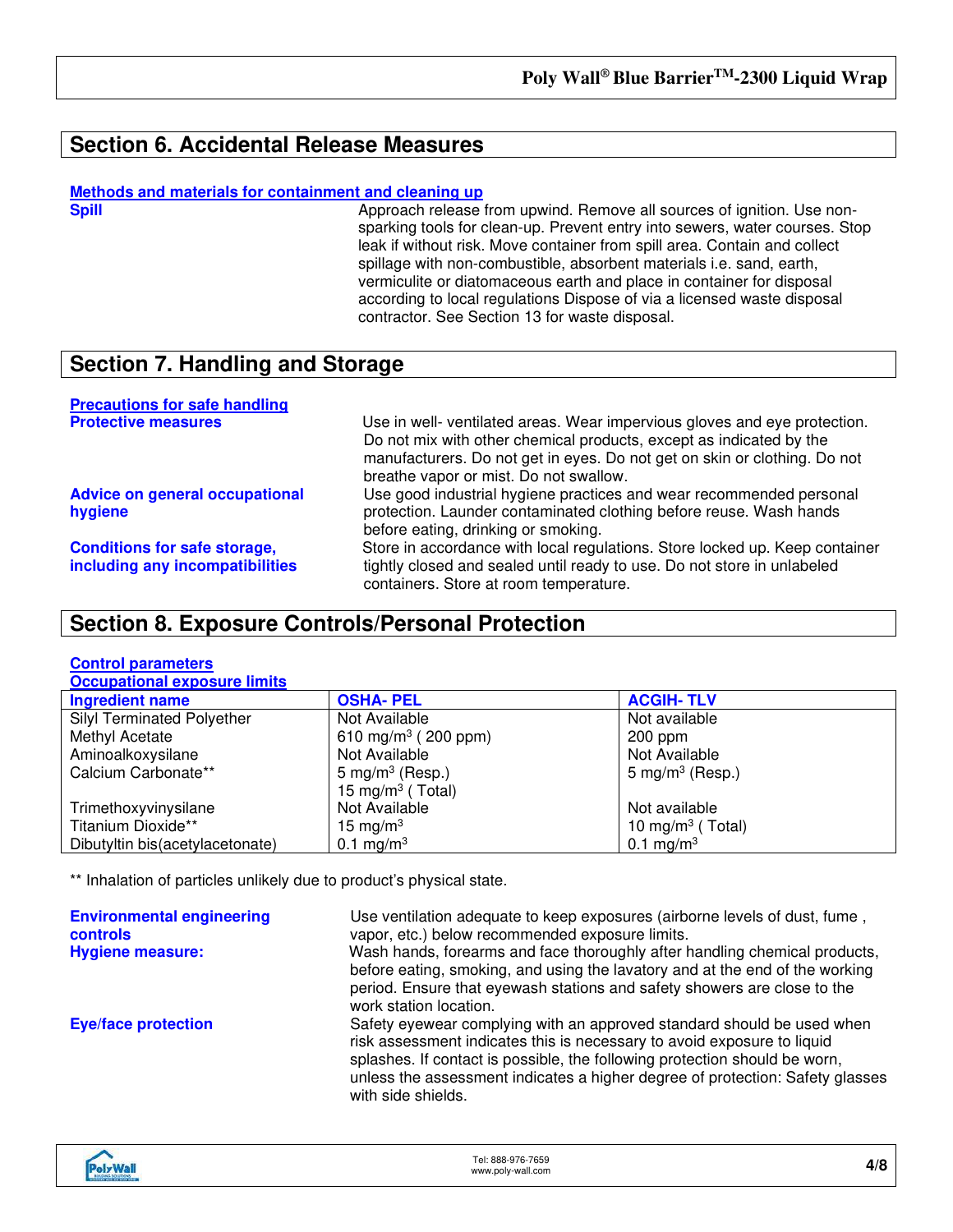## Section 6. Accidental Release Measures

**Methods and materials for containment and cleaning up**

**Spill**

Approach release from upwind. Remove all sources of ignition. Use non-sparking tools for clean-up. Prevent entry into sewers, water courses. Stop leak if without risk. Move container from spill area. Contain and collect spillage with non-combustible, absorbent materials i.e. sand, earth, vermiculite or diatomaceous earth and place in container for disposal according to local regulations Dispose of via a licensed waste disposal contractor. See Section 13 for waste disposal.

## Section 7. Handling and Storage

**Precautions for safe handling**

**Protective measures**

Use in well- ventilated areas. Wear impervious gloves and eye protection. Do not mix with other chemical products, except as indicated by the manufacturers. Do not get in eyes. Do not get on skin or clothing. Do not breathe vapor or mist. Do not swallow.

**Advice on general occupational hygiene**

Use good industrial hygiene practices and wear recommended personal protection. Launder contaminated clothing before reuse. Wash hands before eating, drinking or smoking.

**Conditions for safe storage, including any incompatibilities**

Store in accordance with local regulations. Store locked up. Keep container tightly closed and sealed until ready to use. Do not store in unlabeled containers. Store at room temperature.

## Section 8. Exposure Controls/Personal Protection

**Control parameters**

**Occupational exposure limits**

| Ingredient name | OSHA- PEL | ACGIH- TLV |
|---|---|---|
| Silyl Terminated Polyether | Not Available | Not available |
| Methyl Acetate | 610 mg/m$^3$ ( 200 ppm) | 200 ppm |
| Aminoalkoxysilane | Not Available | Not Available |
| Calcium Carbonate** | 5 mg/m$^3$ (Resp.)<br>15 mg/m$^3$ ( Total) | 5 mg/m$^3$ (Resp.) |
| Trimethoxyvinylsilane | Not Available | Not available |
| Titanium Dioxide** | 15 mg/m$^3$ | 10 mg/m$^3$ ( Total) |
| Dibutyltin bis(acetylacetonate) | 0.1 mg/m$^3$ | 0.1 mg/m$^3$ |

** Inhalation of particles unlikely due to product's physical state.

**Environmental engineering controls**

Use ventilation adequate to keep exposures (airborne levels of dust, fume , vapor, etc.) below recommended exposure limits.

**Hygiene measure:**

Wash hands, forearms and face thoroughly after handling chemical products, before eating, smoking, and using the lavatory and at the end of the working period. Ensure that eyewash stations and safety showers are close to the work station location.

**Eye/face protection**

Safety eyewear complying with an approved standard should be used when risk assessment indicates this is necessary to avoid exposure to liquid splashes. If contact is possible, the following protection should be worn, unless the assessment indicates a higher degree of protection: Safety glasses with side shields.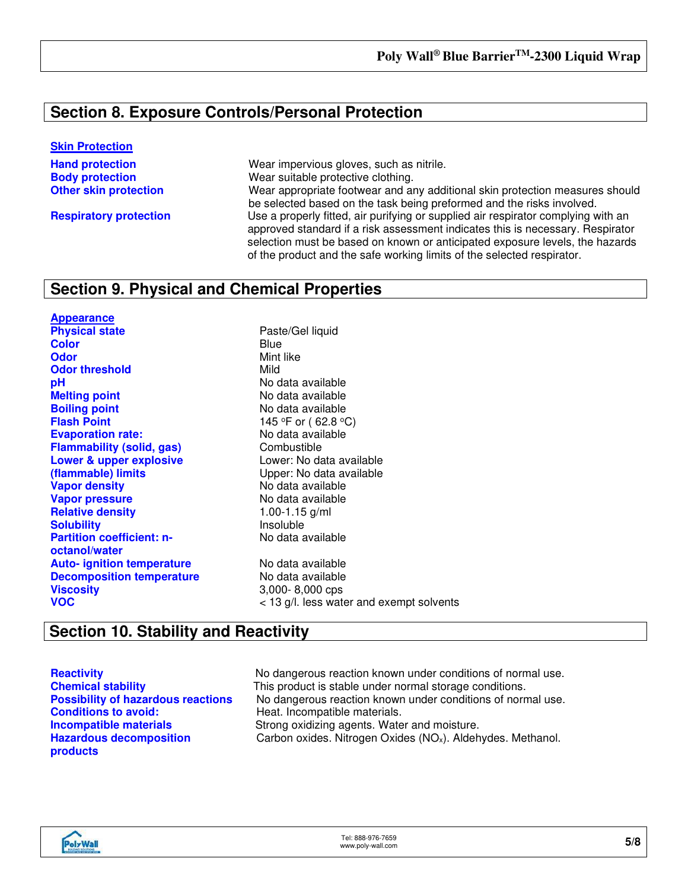## Section 8. Exposure Controls/Personal Protection

**Skin Protection**

| | |
|---|---|
| **Hand protection** | Wear impervious gloves, such as nitrile. |
| **Body protection** | Wear suitable protective clothing. |
| **Other skin protection** | Wear appropriate footwear and any additional skin protection measures should be selected based on the task being preformed and the risks involved. |
| **Respiratory protection** | Use a properly fitted, air purifying or supplied air respirator complying with an approved standard if a risk assessment indicates this is necessary. Respirator selection must be based on known or anticipated exposure levels, the hazards of the product and the safe working limits of the selected respirator. |

## Section 9. Physical and Chemical Properties

**Appearance**

| | |
|---|---|
| **Physical state** | Paste/Gel liquid |
| **Color** | Blue |
| **Odor** | Mint like |
| **Odor threshold** | Mild |
| **pH** | No data available |
| **Melting point** | No data available |
| **Boiling point** | No data available |
| **Flash Point** | 145 °F or ( 62.8 °C) |
| **Evaporation rate:** | No data available |
| **Flammability (solid, gas)** | Combustible |
| **Lower & upper explosive (flammable) limits** | Lower: No data available<br>Upper: No data available |
| **Vapor density** | No data available |
| **Vapor pressure** | No data available |
| **Relative density** | 1.00-1.15 g/ml |
| **Solubility** | Insoluble |
| **Partition coefficient: n-octanol/water** | No data available |
| **Auto- ignition temperature** | No data available |
| **Decomposition temperature** | No data available |
| **Viscosity** | 3,000- 8,000 cps |
| **VOC** | < 13 g/l. less water and exempt solvents |

## Section 10. Stability and Reactivity

| | |
|---|---|
| **Reactivity** | No dangerous reaction known under conditions of normal use. |
| **Chemical stability** | This product is stable under normal storage conditions. |
| **Possibility of hazardous reactions** | No dangerous reaction known under conditions of normal use. |
| **Conditions to avoid:** | Heat. Incompatible materials. |
| **Incompatible materials** | Strong oxidizing agents. Water and moisture. |
| **Hazardous decomposition products** | Carbon oxides. Nitrogen Oxides ($NO_x$). Aldehydes. Methanol. |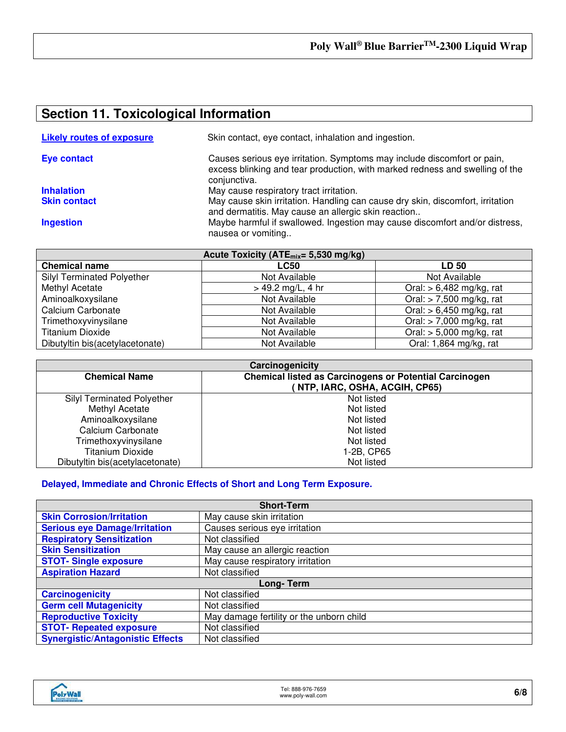## Section 11. Toxicological Information

**Likely routes of exposure** Skin contact, eye contact, inhalation and ingestion.

**Eye contact** Causes serious eye irritation. Symptoms may include discomfort or pain, excess blinking and tear production, with marked redness and swelling of the conjunctiva.

**Inhalation** May cause respiratory tract irritation.

**Skin contact** May cause skin irritation. Handling can cause dry skin, discomfort, irritation and dermatitis. May cause an allergic skin reaction..

**Ingestion** Maybe harmful if swallowed. Ingestion may cause discomfort and/or distress, nausea or vomiting..

| Acute Toxicity ($ATE_{mix}$= 5,530 mg/kg) | | |
|---|---|---|
| **Chemical name** | **LC50** | **LD 50** |
| Silyl Terminated Polyether | Not Available | Not Available |
| Methyl Acetate | > 49.2 mg/L, 4 hr | Oral: > 6,482 mg/kg, rat |
| Aminoalkoxysilane | Not Available | Oral: > 7,500 mg/kg, rat |
| Calcium Carbonate | Not Available | Oral: > 6,450 mg/kg, rat |
| Trimethoxyvinylsilane | Not Available | Oral: > 7,000 mg/kg, rat |
| Titanium Dioxide | Not Available | Oral: > 5,000 mg/kg, rat |
| Dibutyltin bis(acetylacetonate) | Not Available | Oral: 1,864 mg/kg, rat |

| Carcinogenicity | |
|---|---|
| **Chemical Name** | **Chemical listed as Carcinogens or Potential Carcinogen ( NTP, IARC, OSHA, ACGIH, CP65)** |
| Silyl Terminated Polyether | Not listed |
| Methyl Acetate | Not listed |
| Aminoalkoxysilane | Not listed |
| Calcium Carbonate | Not listed |
| Trimethoxyvinylsilane | Not listed |
| Titanium Dioxide | 1-2B, CP65 |
| Dibutyltin bis(acetylacetonate) | Not listed |

**Delayed, Immediate and Chronic Effects of Short and Long Term Exposure.**

| Short-Term | |
|---|---|
| **Skin Corrosion/Irritation** | May cause skin irritation |
| **Serious eye Damage/Irritation** | Causes serious eye irritation |
| **Respiratory Sensitization** | Not classified |
| **Skin Sensitization** | May cause an allergic reaction |
| **STOT- Single exposure** | May cause respiratory irritation |
| **Aspiration Hazard** | Not classified |
| **Long- Term** | |
| **Carcinogenicity** | Not classified |
| **Germ cell Mutagenicity** | Not classified |
| **Reproductive Toxicity** | May damage fertility or the unborn child |
| **STOT- Repeated exposure** | Not classified |
| **Synergistic/Antagonistic Effects** | Not classified |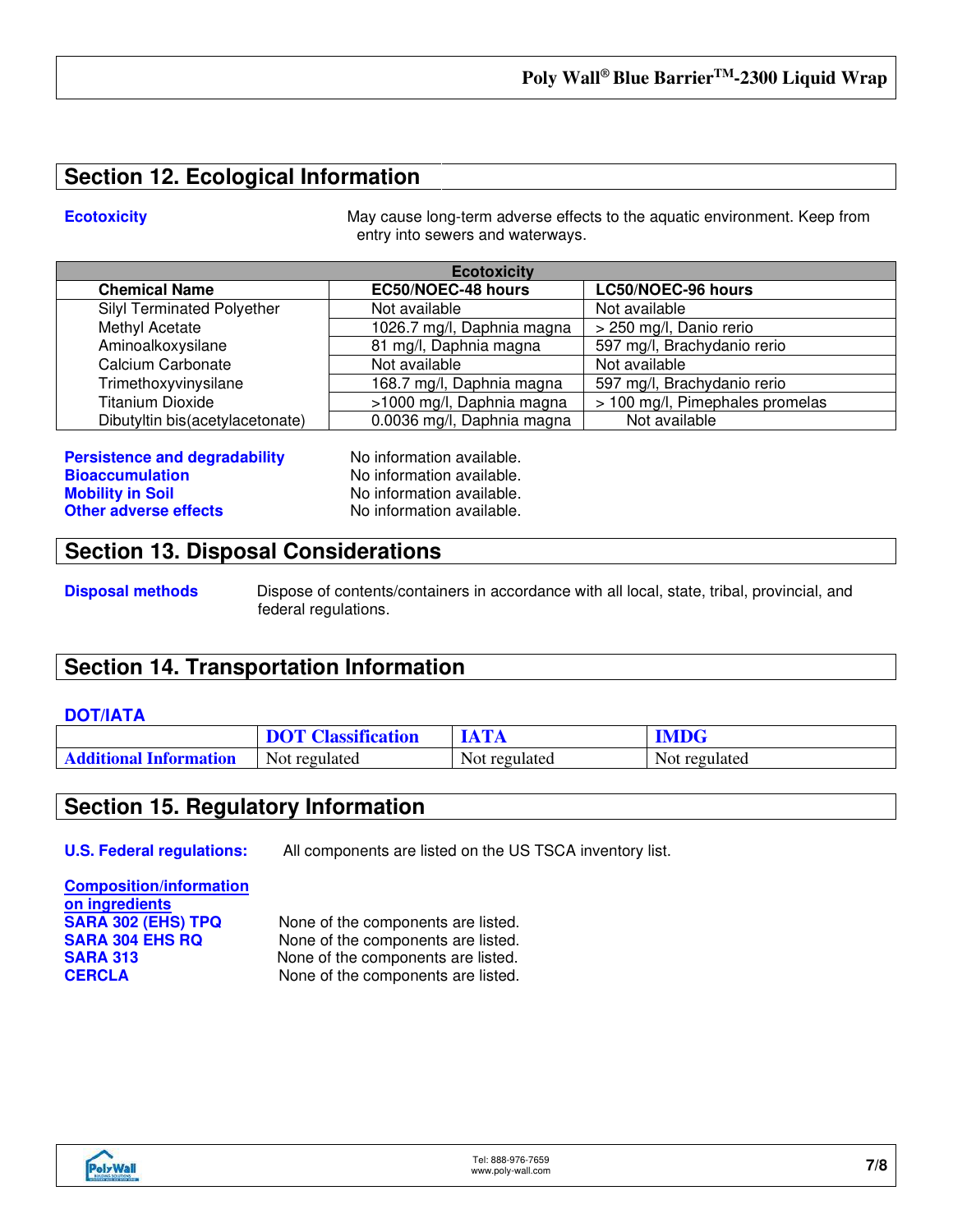## Section 12. Ecological Information

**Ecotoxicity** May cause long-term adverse effects to the aquatic environment. Keep from entry into sewers and waterways.

| Ecotoxicity | | |
|---|---|---|
| **Chemical Name** | **EC50/NOEC-48 hours** | **LC50/NOEC-96 hours** |
| Silyl Terminated Polyether | Not available | Not available |
| Methyl Acetate | 1026.7 mg/l, Daphnia magna | > 250 mg/l, Danio rerio |
| Aminoalkoxysilane | 81 mg/l, Daphnia magna | 597 mg/l, Brachydanio rerio |
| Calcium Carbonate | Not available | Not available |
| Trimethoxyvinysilane | 168.7 mg/l, Daphnia magna | 597 mg/l, Brachydanio rerio |
| Titanium Dioxide | >1000 mg/l, Daphnia magna | > 100 mg/l, Pimephales promelas |
| Dibutyltin bis(acetylacetonate) | 0.0036 mg/l, Daphnia magna | Not available |

**Persistence and degradability** No information available.
**Bioaccumulation** No information available.
**Mobility in Soil** No information available.
**Other adverse effects** No information available.

## Section 13. Disposal Considerations

**Disposal methods** Dispose of contents/containers in accordance with all local, state, tribal, provincial, and federal regulations.

## Section 14. Transportation Information

**DOT/IATA**

| | DOT Classification | IATA | IMDG |
|---|---|---|---|
| **Additional Information** | Not regulated | Not regulated | Not regulated |

## Section 15. Regulatory Information

**U.S. Federal regulations:** All components are listed on the US TSCA inventory list.

**Composition/information on ingredients**
**SARA 302 (EHS) TPQ** None of the components are listed.
**SARA 304 EHS RQ** None of the components are listed.
**SARA 313** None of the components are listed.
**CERCLA** None of the components are listed.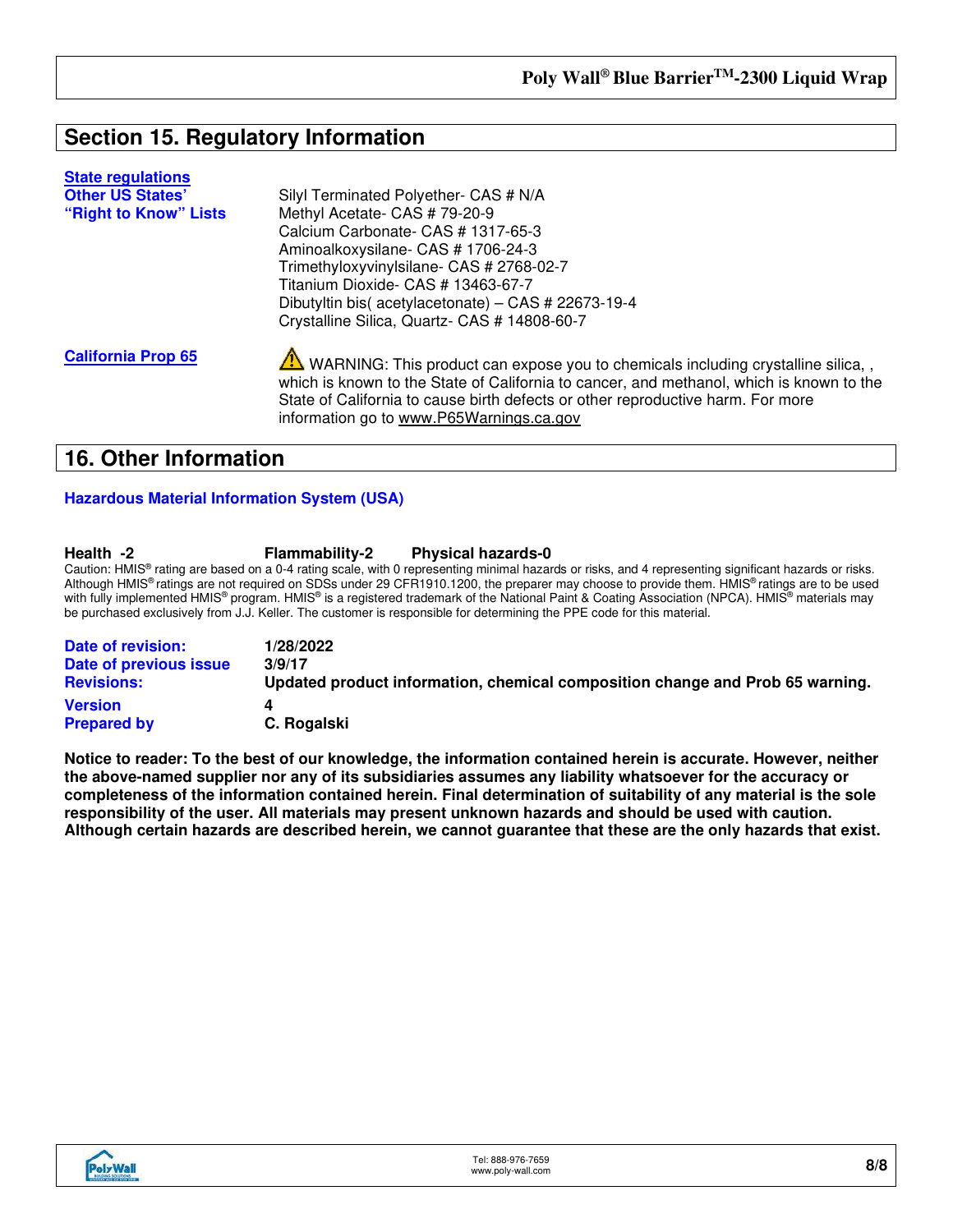## Section 15. Regulatory Information

**State regulations**

**Other US States' "Right to Know" Lists**

Silyl Terminated Polyether- CAS # N/A
Methyl Acetate- CAS # 79-20-9
Calcium Carbonate- CAS # 1317-65-3
Aminoalkoxysilane- CAS # 1706-24-3
Trimethyloxyvinylsilane- CAS # 2768-02-7
Titanium Dioxide- CAS # 13463-67-7
Dibutyltin bis( acetylacetonate) – CAS # 22673-19-4
Crystalline Silica, Quartz- CAS # 14808-60-7

**California Prop 65**

⚠ WARNING: This product can expose you to chemicals including crystalline silica, , which is known to the State of California to cancer, and methanol, which is known to the State of California to cause birth defects or other reproductive harm. For more information go to www.P65Warnings.ca.gov

## 16. Other Information

**Hazardous Material Information System (USA)**

**Health -2** **Flammability-2** **Physical hazards-0**

Caution: HMIS® rating are based on a 0-4 rating scale, with 0 representing minimal hazards or risks, and 4 representing significant hazards or risks. Although HMIS® ratings are not required on SDSs under 29 CFR1910.1200, the preparer may choose to provide them. HMIS® ratings are to be used with fully implemented HMIS® program. HMIS® is a registered trademark of the National Paint & Coating Association (NPCA). HMIS® materials may be purchased exclusively from J.J. Keller. The customer is responsible for determining the PPE code for this material.

**Date of revision:** **1/28/2022**
**Date of previous issue** **3/9/17**
**Revisions:** **Updated product information, chemical composition change and Prob 65 warning.**
**Version** **4**
**Prepared by** **C. Rogalski**

**Notice to reader: To the best of our knowledge, the information contained herein is accurate. However, neither the above-named supplier nor any of its subsidiaries assumes any liability whatsoever for the accuracy or completeness of the information contained herein. Final determination of suitability of any material is the sole responsibility of the user. All materials may present unknown hazards and should be used with caution. Although certain hazards are described herein, we cannot guarantee that these are the only hazards that exist.**